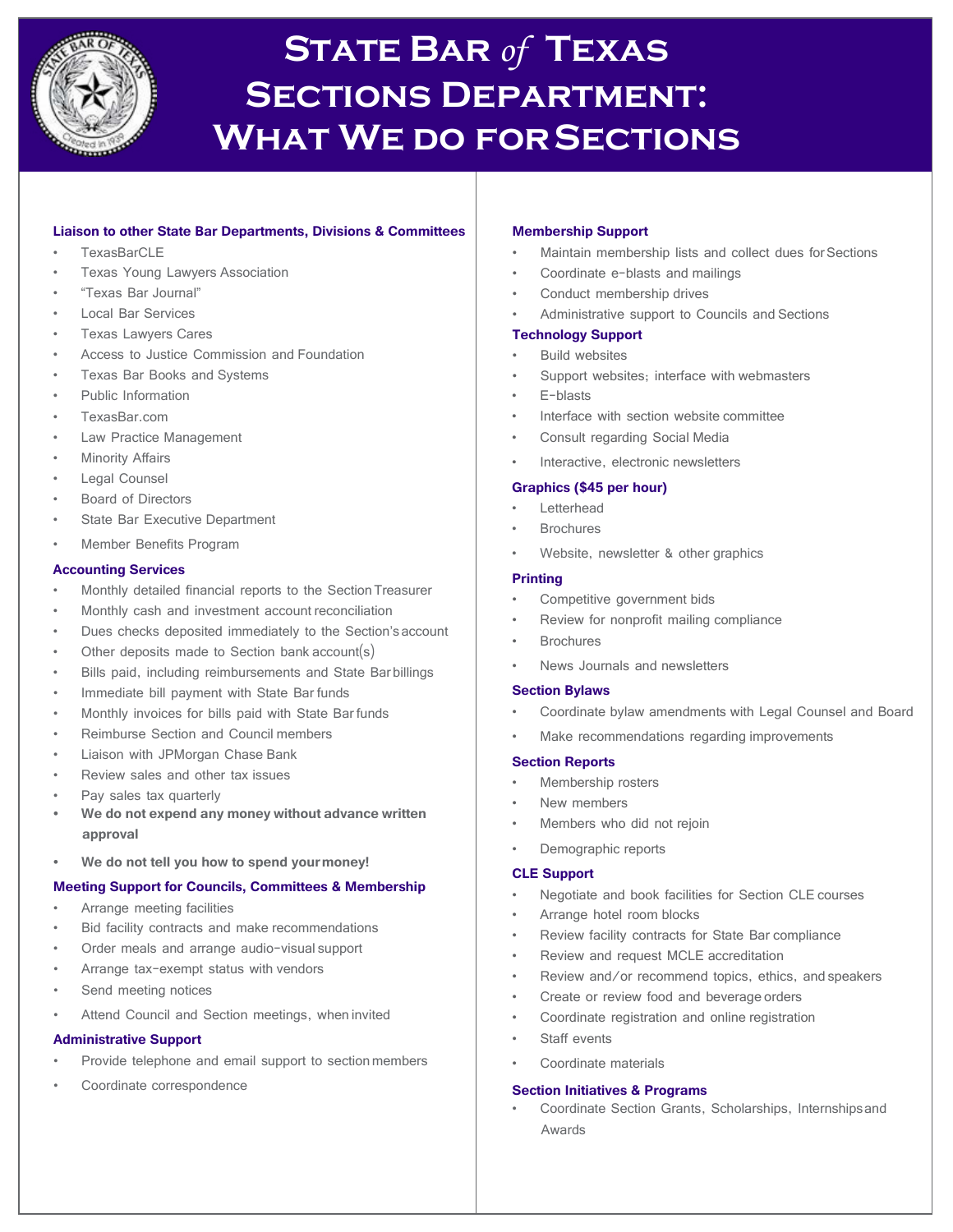# State Bar *of* Texas Sections Department: What We do for Sections

### Liaison to other State Bar Departments, Divisions & Committees

- TexasBarCLE
- Texas Young Lawyers Association
- "Texas Bar Journal"
- Local Bar Services
- Texas Lawyers Cares
- Access to Justice Commission and Foundation
- Texas Bar Books and Systems
- Public Information
- TexasBar.com
- Law Practice Management
- Minority Affairs
- Legal Counsel
- Board of Directors
- State Bar Executive Department
- Member Benefits Program

### Accounting Services

- Monthly detailed financial reports to the Section Treasurer
- Monthly cash and investment account reconciliation
- Dues checks deposited immediately to the Section's account
- Other deposits made to Section bank account(s)
- Bills paid, including reimbursements and State Bar billings
- Immediate bill payment with State Bar funds
- Monthly invoices for bills paid with State Bar funds
- Reimburse Section and Council members
- Liaison with JPMorgan Chase Bank
- Review sales and other tax issues
- Pay sales tax quarterly
- **We do not expend any money without advance written approval**
- **We do not tell you how to spend your money!**

### Meeting Support for Councils, Committees & Membership

- Arrange meeting facilities
- Bid facility contracts and make recommendations
- Order meals and arrange audio-visual support
- Arrange tax-exempt status with vendors
- Send meeting notices
- Attend Council and Section meetings, when invited

### Administrative Support

- Provide telephone and email support to section members
- Coordinate correspondence

### Membership Support

- Maintain membership lists and collect dues for Sections
- Coordinate e-blasts and mailings
- Conduct membership drives
- Administrative support to Councils and Sections

### Technology Support

- Build websites
- Support websites; interface with webmasters
- E-blasts
- Interface with section website committee
- Consult regarding Social Media
- Interactive, electronic newsletters

### Graphics ($45 per hour)

- Letterhead
- Brochures
- Website, newsletter & other graphics

### Printing

- Competitive government bids
- Review for nonprofit mailing compliance
- Brochures
- News Journals and newsletters

### Section Bylaws

- Coordinate bylaw amendments with Legal Counsel and Board
- Make recommendations regarding improvements

### Section Reports

- Membership rosters
- New members
- Members who did not rejoin
- Demographic reports

### CLE Support

- Negotiate and book facilities for Section CLE courses
- Arrange hotel room blocks
- Review facility contracts for State Bar compliance
- Review and request MCLE accreditation
- Review and/or recommend topics, ethics, and speakers
- Create or review food and beverage orders
- Coordinate registration and online registration
- Staff events
- Coordinate materials

### Section Initiatives & Programs

- Coordinate Section Grants, Scholarships, Internships and Awards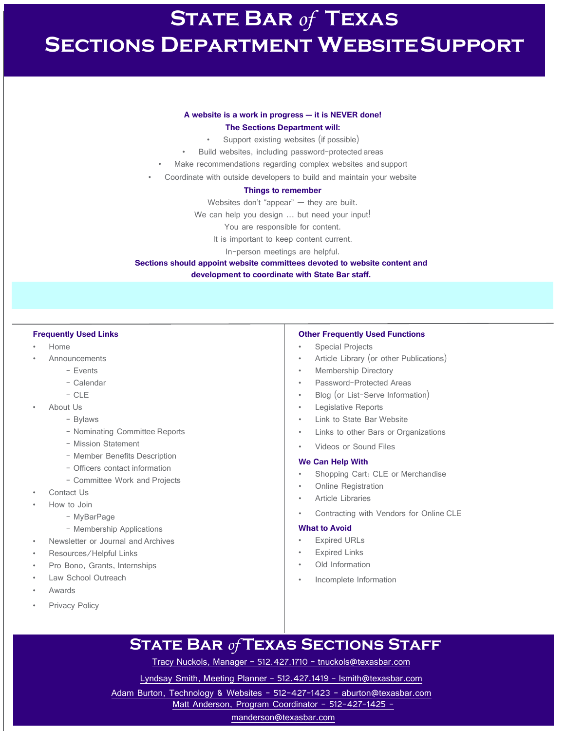# State Bar *of* Texas
# Sections Department Website Support

**A website is a work in progress — it is NEVER done!**

**The Sections Department will:**

- Support existing websites (if possible)
- Build websites, including password-protected areas
- Make recommendations regarding complex websites and support
- Coordinate with outside developers to build and maintain your website

**Things to remember**

Websites don't "appear" — they are built.

We can help you design … but need your input!

You are responsible for content.

It is important to keep content current.

In-person meetings are helpful.

**Sections should appoint website committees devoted to website content and development to coordinate with State Bar staff.**

**Frequently Used Links**

- Home
- Announcements
  - Events
  - Calendar
  - CLE
- About Us
  - Bylaws
  - Nominating Committee Reports
  - Mission Statement
  - Member Benefits Description
  - Officers contact information
  - Committee Work and Projects
- Contact Us
- How to Join
  - MyBarPage
  - Membership Applications
- Newsletter or Journal and Archives
- Resources/Helpful Links
- Pro Bono, Grants, Internships
- Law School Outreach
- Awards
- Privacy Policy

**Other Frequently Used Functions**

- Special Projects
- Article Library (or other Publications)
- Membership Directory
- Password-Protected Areas
- Blog (or List-Serve Information)
- Legislative Reports
- Link to State Bar Website
- Links to other Bars or Organizations
- Videos or Sound Files

**We Can Help With**

- Shopping Cart: CLE or Merchandise
- Online Registration
- Article Libraries
- Contracting with Vendors for Online CLE

**What to Avoid**

- Expired URLs
- Expired Links
- Old Information
- Incomplete Information

## State Bar *of* Texas Sections Staff

Tracy Nuckols, Manager - 512.427.1710 - tnuckols@texasbar.com

Lyndsay Smith, Meeting Planner - 512.427.1419 - lsmith@texasbar.com

Adam Burton, Technology & Websites - 512-427-1423 - aburton@texasbar.com

Matt Anderson, Program Coordinator - 512-427-1425 - manderson@texasbar.com